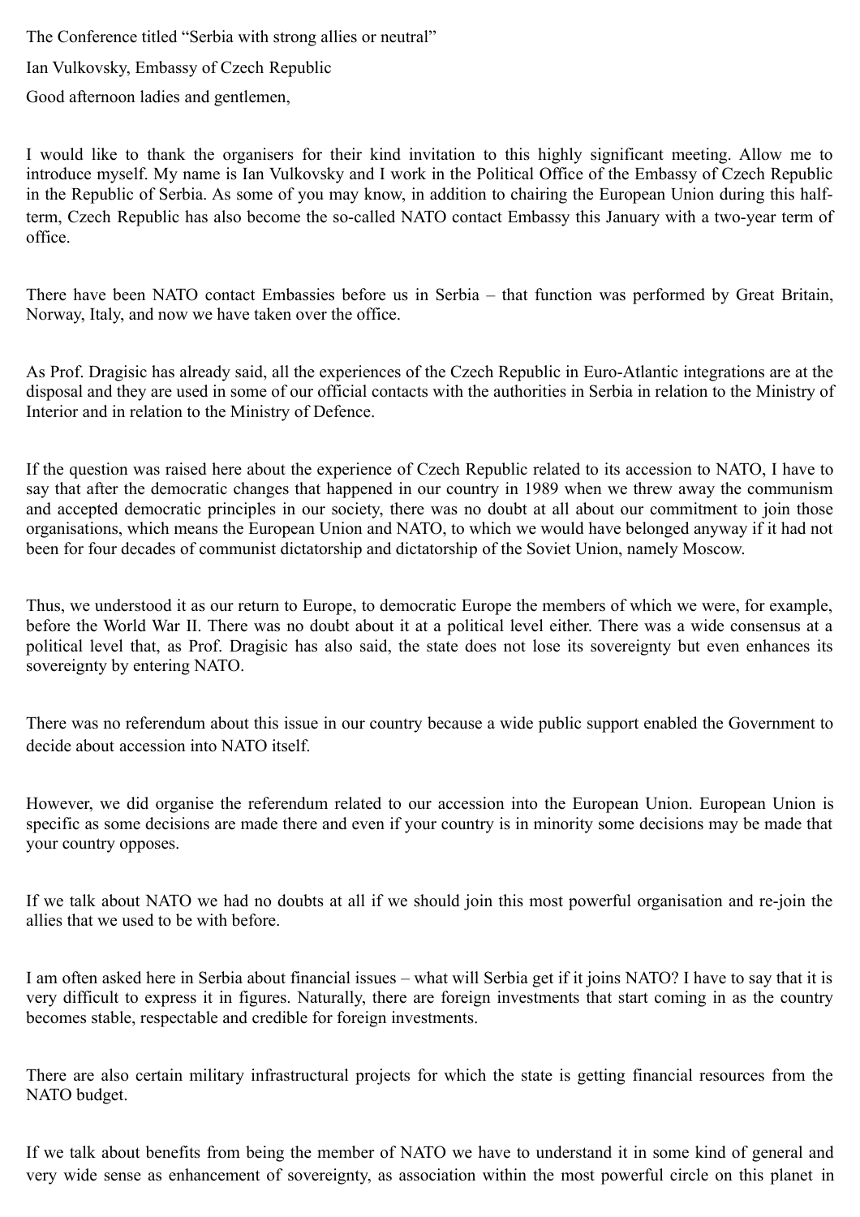The Conference titled "Serbia with strong allies or neutral"

Ian Vulkovsky, Embassy of Czech Republic

Good afternoon ladies and gentlemen,

I would like to thank the organisers for their kind invitation to this highly significant meeting. Allow me to introduce myself. My name is Ian Vulkovsky and I work in the Political Office of the Embassy of Czech Republic in the Republic of Serbia. As some of you may know, in addition to chairing the European Union during this half-term, Czech Republic has also become the so-called NATO contact Embassy this January with a two-year term of office.

There have been NATO contact Embassies before us in Serbia – that function was performed by Great Britain, Norway, Italy, and now we have taken over the office.

As Prof. Dragisic has already said, all the experiences of the Czech Republic in Euro-Atlantic integrations are at the disposal and they are used in some of our official contacts with the authorities in Serbia in relation to the Ministry of Interior and in relation to the Ministry of Defence.

If the question was raised here about the experience of Czech Republic related to its accession to NATO, I have to say that after the democratic changes that happened in our country in 1989 when we threw away the communism and accepted democratic principles in our society, there was no doubt at all about our commitment to join those organisations, which means the European Union and NATO, to which we would have belonged anyway if it had not been for four decades of communist dictatorship and dictatorship of the Soviet Union, namely Moscow.

Thus, we understood it as our return to Europe, to democratic Europe the members of which we were, for example, before the World War II. There was no doubt about it at a political level either. There was a wide consensus at a political level that, as Prof. Dragisic has also said, the state does not lose its sovereignty but even enhances its sovereignty by entering NATO.

There was no referendum about this issue in our country because a wide public support enabled the Government to decide about accession into NATO itself.

However, we did organise the referendum related to our accession into the European Union. European Union is specific as some decisions are made there and even if your country is in minority some decisions may be made that your country opposes.

If we talk about NATO we had no doubts at all if we should join this most powerful organisation and re-join the allies that we used to be with before.

I am often asked here in Serbia about financial issues – what will Serbia get if it joins NATO? I have to say that it is very difficult to express it in figures. Naturally, there are foreign investments that start coming in as the country becomes stable, respectable and credible for foreign investments.

There are also certain military infrastructural projects for which the state is getting financial resources from the NATO budget.

If we talk about benefits from being the member of NATO we have to understand it in some kind of general and very wide sense as enhancement of sovereignty, as association within the most powerful circle on this planet in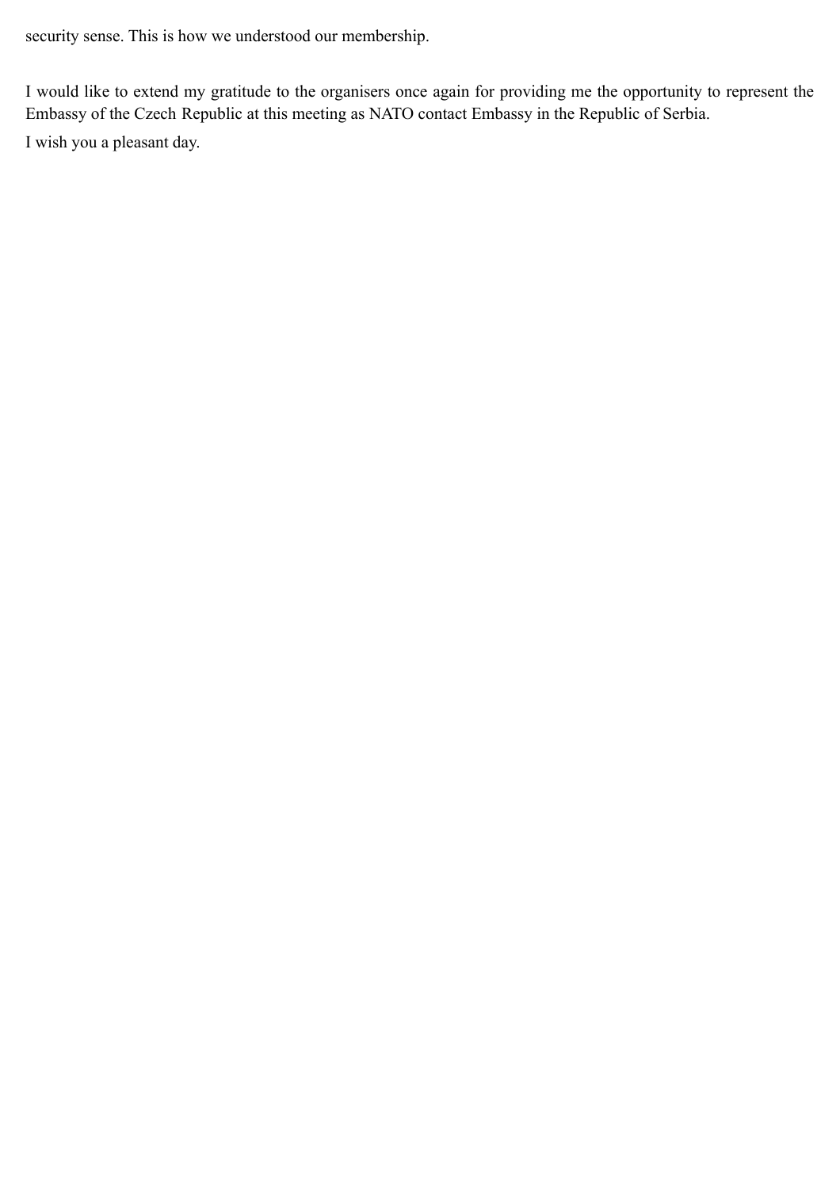security sense. This is how we understood our membership.

I would like to extend my gratitude to the organisers once again for providing me the opportunity to represent the Embassy of the Czech Republic at this meeting as NATO contact Embassy in the Republic of Serbia.

I wish you a pleasant day.